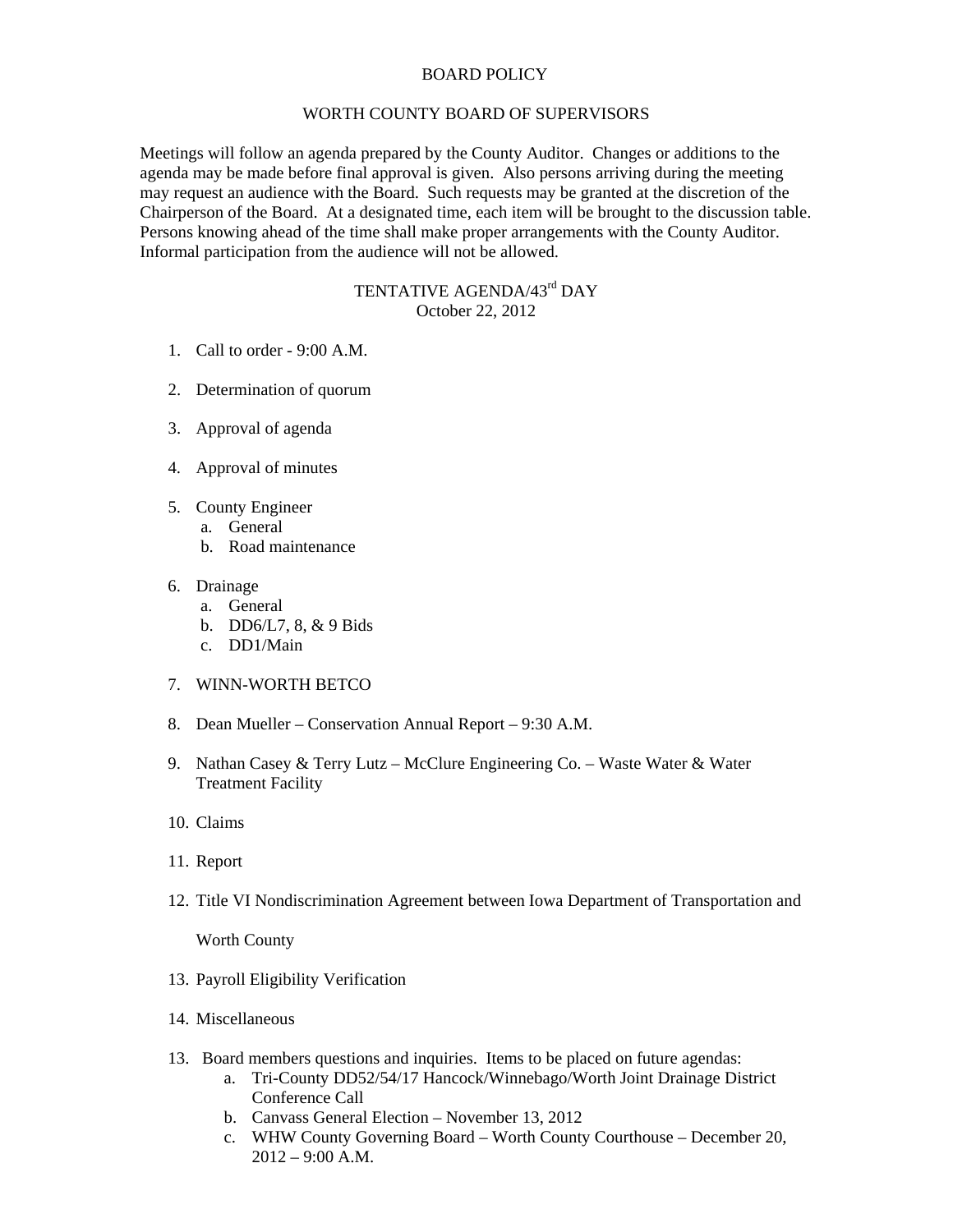# BOARD POLICY

## WORTH COUNTY BOARD OF SUPERVISORS

Meetings will follow an agenda prepared by the County Auditor. Changes or additions to the agenda may be made before final approval is given. Also persons arriving during the meeting may request an audience with the Board. Such requests may be granted at the discretion of the Chairperson of the Board. At a designated time, each item will be brought to the discussion table. Persons knowing ahead of the time shall make proper arrangements with the County Auditor. Informal participation from the audience will not be allowed.

### TENTATIVE AGENDA/43rd DAY
October 22, 2012

1. Call to order - 9:00 A.M.
2. Determination of quorum
3. Approval of agenda
4. Approval of minutes
5. County Engineer
   a. General
   b. Road maintenance
6. Drainage
   a. General
   b. DD6/L7, 8, & 9 Bids
   c. DD1/Main
7. WINN-WORTH BETCO
8. Dean Mueller – Conservation Annual Report – 9:30 A.M.
9. Nathan Casey & Terry Lutz – McClure Engineering Co. – Waste Water & Water Treatment Facility
10. Claims
11. Report
12. Title VI Nondiscrimination Agreement between Iowa Department of Transportation and Worth County
13. Payroll Eligibility Verification
14. Miscellaneous

13. Board members questions and inquiries. Items to be placed on future agendas:
    a. Tri-County DD52/54/17 Hancock/Winnebago/Worth Joint Drainage District Conference Call
    b. Canvass General Election – November 13, 2012
    c. WHW County Governing Board – Worth County Courthouse – December 20, 2012 – 9:00 A.M.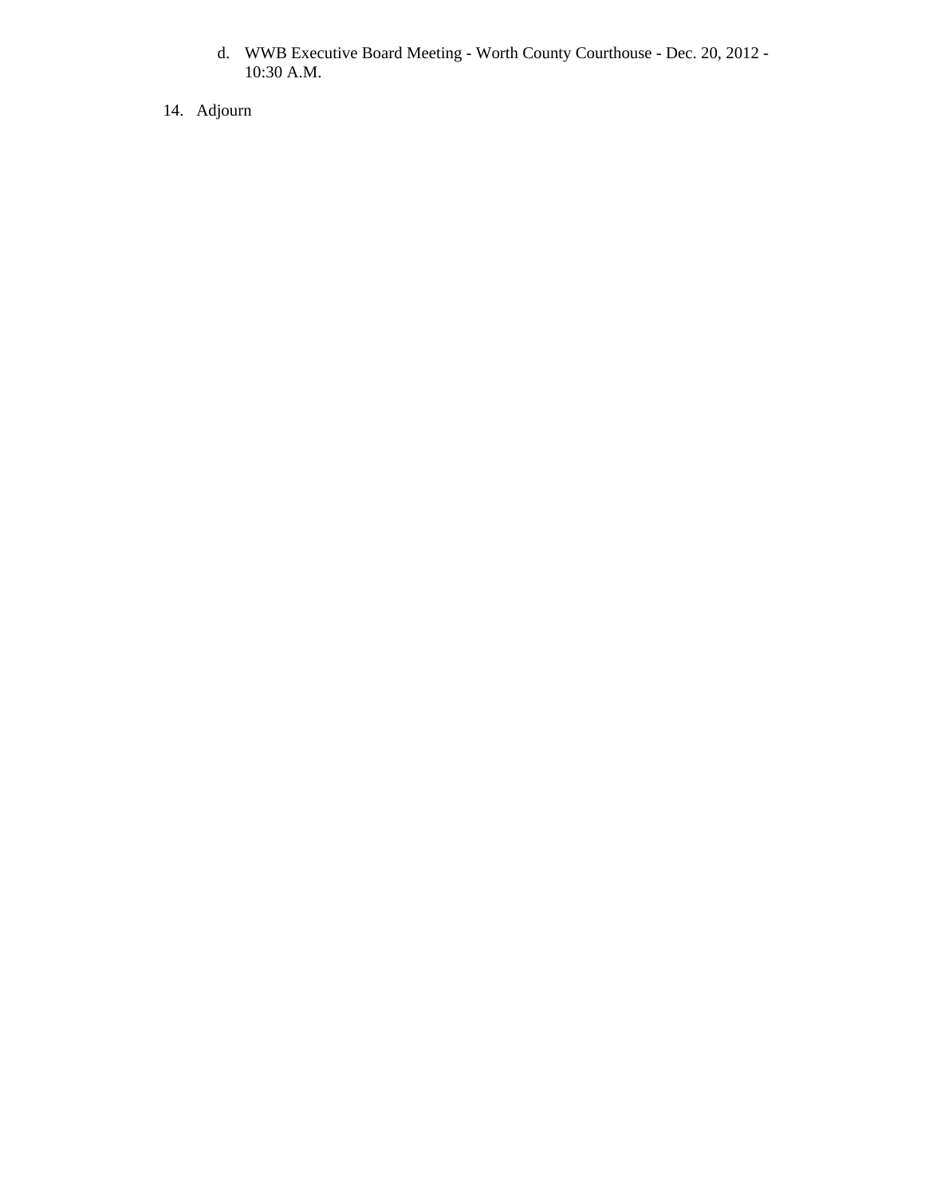d. WWB Executive Board Meeting - Worth County Courthouse - Dec. 20, 2012 - 10:30 A.M.

14. Adjourn